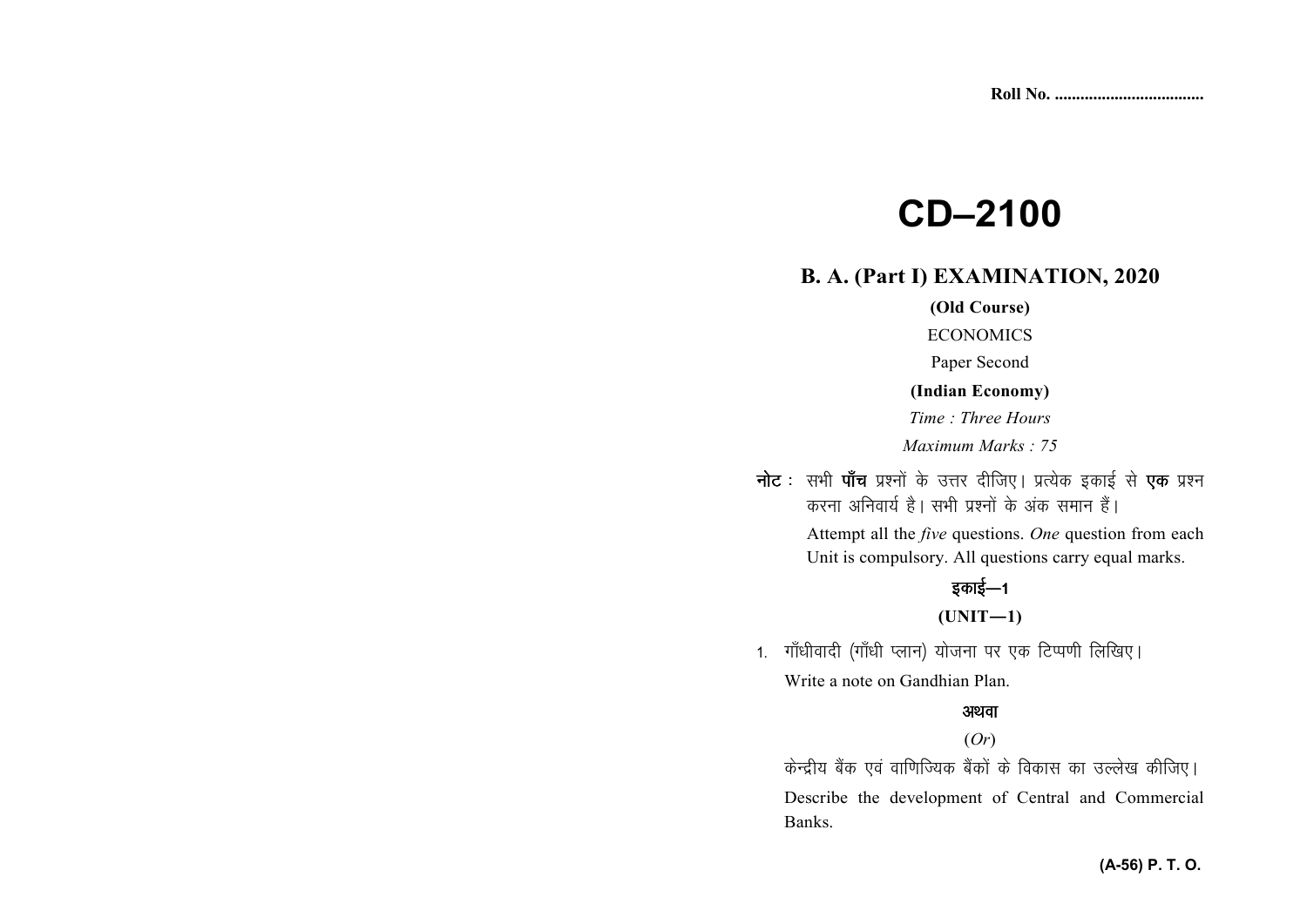Roll No. ...................................

# CD–2100

## B. A. (Part I) EXAMINATION, 2020

**(Old Course)**

ECONOMICS

Paper Second

**(Indian Economy)**

*Time : Three Hours*

*Maximum Marks : 75*

**नोट :** सभी **पाँच** प्रश्नों के उत्तर दीजिए। प्रत्येक इकाई से **एक** प्रश्न करना अनिवार्य है। सभी प्रश्नों के अंक समान हैं।

Attempt all the *five* questions. *One* question from each Unit is compulsory. All questions carry equal marks.

**इकाई—1**

**(UNIT—1)**

1. गाँधीवादी (गाँधी प्लान) योजना पर एक टिप्पणी लिखिए।

   Write a note on Gandhian Plan.

   **अथवा**

   (*Or*)

   केन्द्रीय बैंक एवं वाणिज्यिक बैंकों के विकास का उल्लेख कीजिए।

   Describe the development of Central and Commercial Banks.

**(A-56) P. T. O.**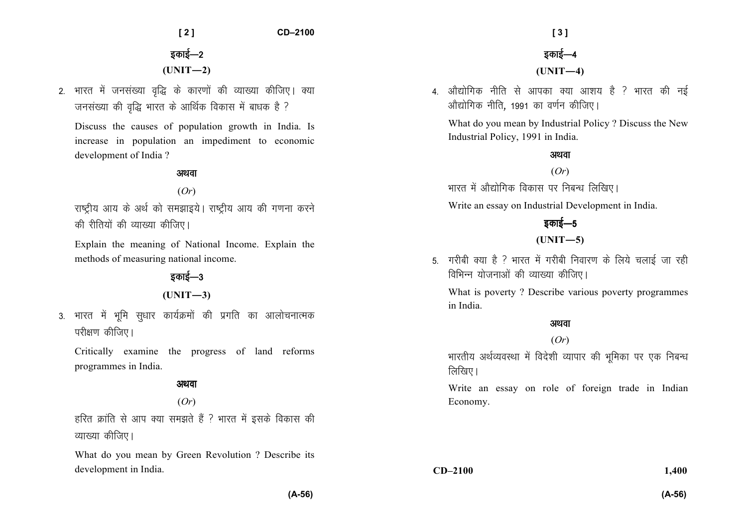## इकाई—2

## (UNIT—2)

2. भारत में जनसंख्या वृद्धि के कारणों की व्याख्या कीजिए। क्या जनसंख्या की वृद्धि भारत के आर्थिक विकास में बाधक है ?

   Discuss the causes of population growth in India. Is increase in population an impediment to economic development of India ?

   **अथवा**

   (*Or*)

   राष्ट्रीय आय के अर्थ को समझाइये। राष्ट्रीय आय की गणना करने की रीतियों की व्याख्या कीजिए।

   Explain the meaning of National Income. Explain the methods of measuring national income.

## इकाई—3

## (UNIT—3)

3. भारत में भूमि सुधार कार्यक्रमों की प्रगति का आलोचनात्मक परीक्षण कीजिए।

   Critically examine the progress of land reforms programmes in India.

   **अथवा**

   (*Or*)

   हरित क्रांति से आप क्या समझते हैं ? भारत में इसके विकास की व्याख्या कीजिए।

   What do you mean by Green Revolution ? Describe its development in India.

## इकाई—4

## (UNIT—4)

4. औद्योगिक नीति से आपका क्या आशय है ? भारत की नई औद्योगिक नीति, 1991 का वर्णन कीजिए।

   What do you mean by Industrial Policy ? Discuss the New Industrial Policy, 1991 in India.

   **अथवा**

   (*Or*)

   भारत में औद्योगिक विकास पर निबन्ध लिखिए।

   Write an essay on Industrial Development in India.

## इकाई—5

## (UNIT—5)

5. गरीबी क्या है ? भारत में गरीबी निवारण के लिये चलाई जा रही विभिन्न योजनाओं की व्याख्या कीजिए।

   What is poverty ? Describe various poverty programmes in India.

   **अथवा**

   (*Or*)

   भारतीय अर्थव्यवस्था में विदेशी व्यापार की भूमिका पर एक निबन्ध लिखिए।

   Write an essay on role of foreign trade in Indian Economy.